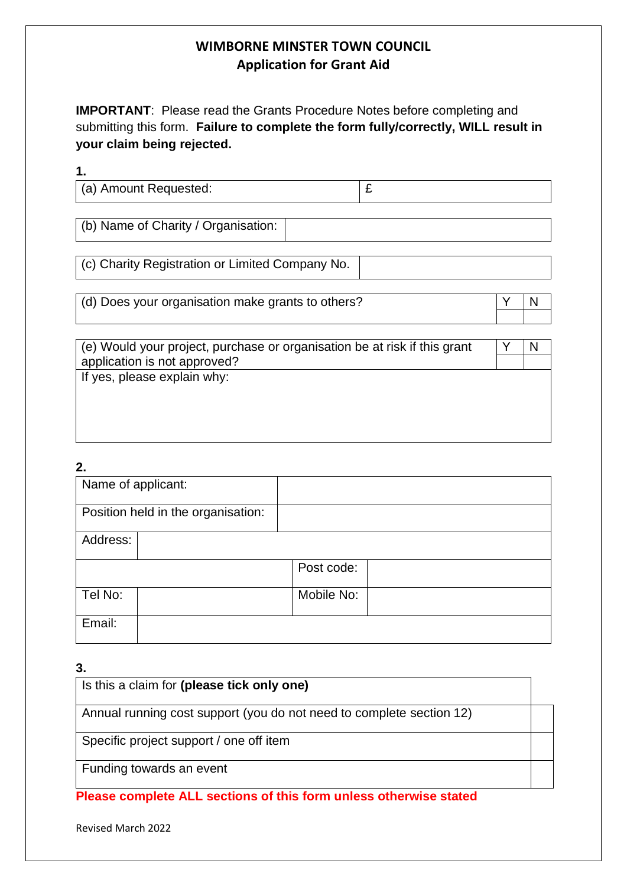# WIMBORNE MINSTER TOWN COUNCIL

## Application for Grant Aid

**IMPORTANT**: Please read the Grants Procedure Notes before completing and submitting this form. **Failure to complete the form fully/correctly, WILL result in your claim being rejected.**

**1.**

| (a) Amount Requested: | £ |
|---|---|

| (b) Name of Charity / Organisation: | |
|---|---|

| (c) Charity Registration or Limited Company No. | |
|---|---|

| (d) Does your organisation make grants to others? | Y | N |
|---|---|---|
| | | |

| (e) Would your project, purchase or organisation be at risk if this grant application is not approved? | Y | N |
|---|---|---|
| If yes, please explain why: | | |

**2.**

| Name of applicant: | | | |
|---|---|---|---|
| Position held in the organisation: | | | |
| Address: | | | |
| | | Post code: | |
| Tel No: | | Mobile No: | |
| Email: | | | |

**3.**

| Is this a claim for **(please tick only one)** | |
|---|---|
| Annual running cost support (you do not need to complete section 12) | |
| Specific project support / one off item | |
| Funding towards an event | |

**Please complete ALL sections of this form unless otherwise stated**

Revised March 2022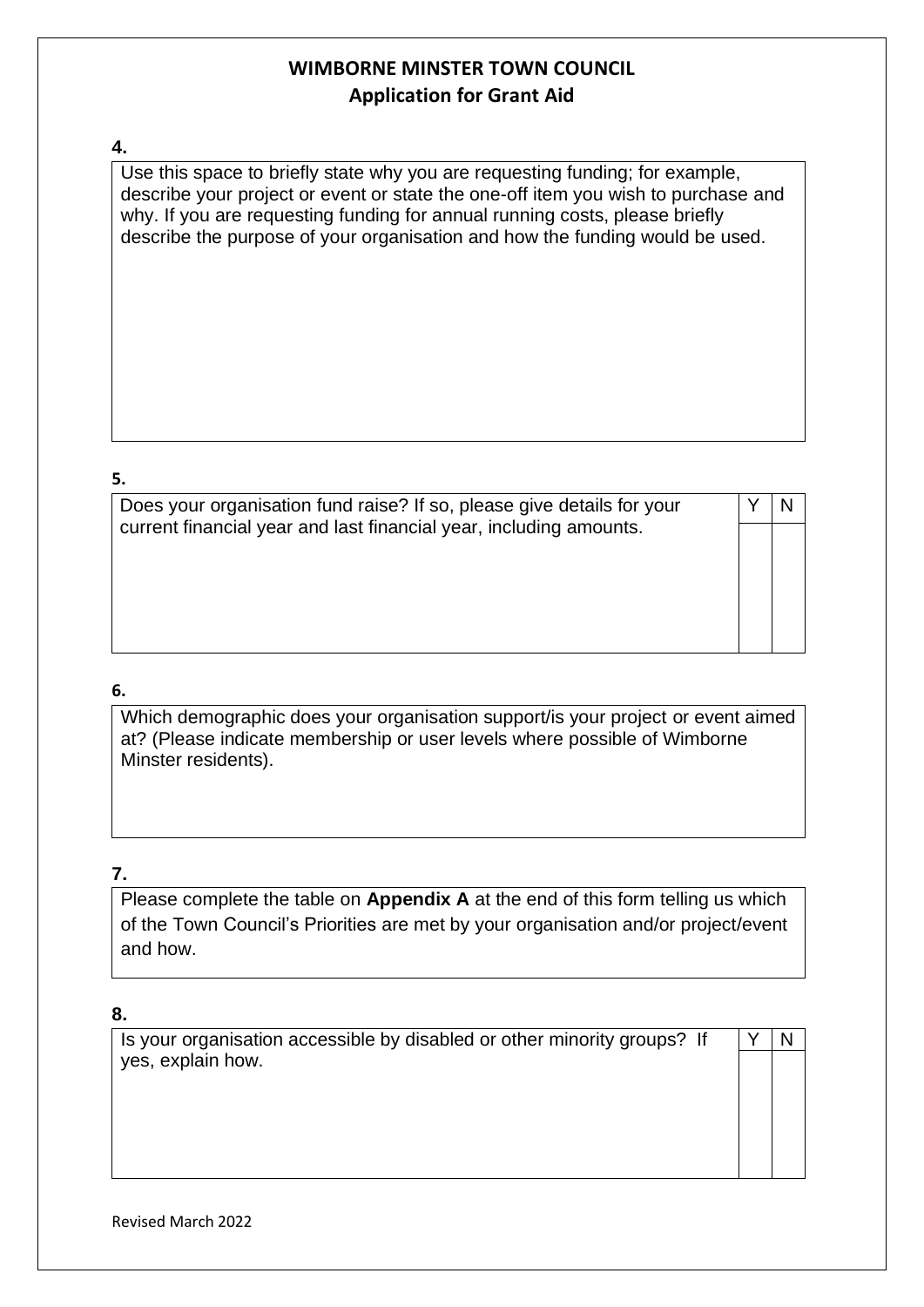# WIMBORNE MINSTER TOWN COUNCIL
## Application for Grant Aid

**4.**

Use this space to briefly state why you are requesting funding; for example, describe your project or event or state the one-off item you wish to purchase and why. If you are requesting funding for annual running costs, please briefly describe the purpose of your organisation and how the funding would be used.

**5.**

| Does your organisation fund raise? If so, please give details for your current financial year and last financial year, including amounts. | Y | N |
|---|---|---|
| | | |

**6.**

Which demographic does your organisation support/is your project or event aimed at? (Please indicate membership or user levels where possible of Wimborne Minster residents).

**7.**

Please complete the table on **Appendix A** at the end of this form telling us which of the Town Council's Priorities are met by your organisation and/or project/event and how.

**8.**

| Is your organisation accessible by disabled or other minority groups? If yes, explain how. | Y | N |
|---|---|---|
| | | |

Revised March 2022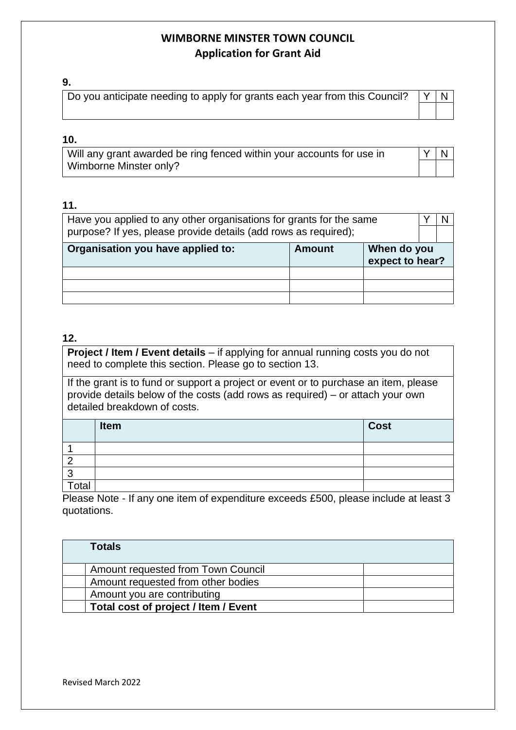**WIMBORNE MINSTER TOWN COUNCIL**
**Application for Grant Aid**

**9.**

| Do you anticipate needing to apply for grants each year from this Council? | Y | N |
|---|---|---|
| | | |

**10.**

| Will any grant awarded be ring fenced within your accounts for use in Wimborne Minster only? | Y | N |
|---|---|---|
| | | |

**11.**

| Have you applied to any other organisations for grants for the same purpose? If yes, please provide details (add rows as required); | | Y | N |
|---|---|---|---|
| **Organisation you have applied to:** | **Amount** | **When do you expect to hear?** | |
| | | | |
| | | | |
| | | | |

**12.**

**Project / Item / Event details** – if applying for annual running costs you do not need to complete this section. Please go to section 13.

If the grant is to fund or support a project or event or to purchase an item, please provide details below of the costs (add rows as required) – or attach your own detailed breakdown of costs.

| | **Item** | **Cost** |
|---|---|---|
| 1 | | |
| 2 | | |
| 3 | | |
| Total | | |

Please Note - If any one item of expenditure exceeds £500, please include at least 3 quotations.

| | **Totals** | |
|---|---|---|
| | Amount requested from Town Council | |
| | Amount requested from other bodies | |
| | Amount you are contributing | |
| | **Total cost of project / Item / Event** | |

Revised March 2022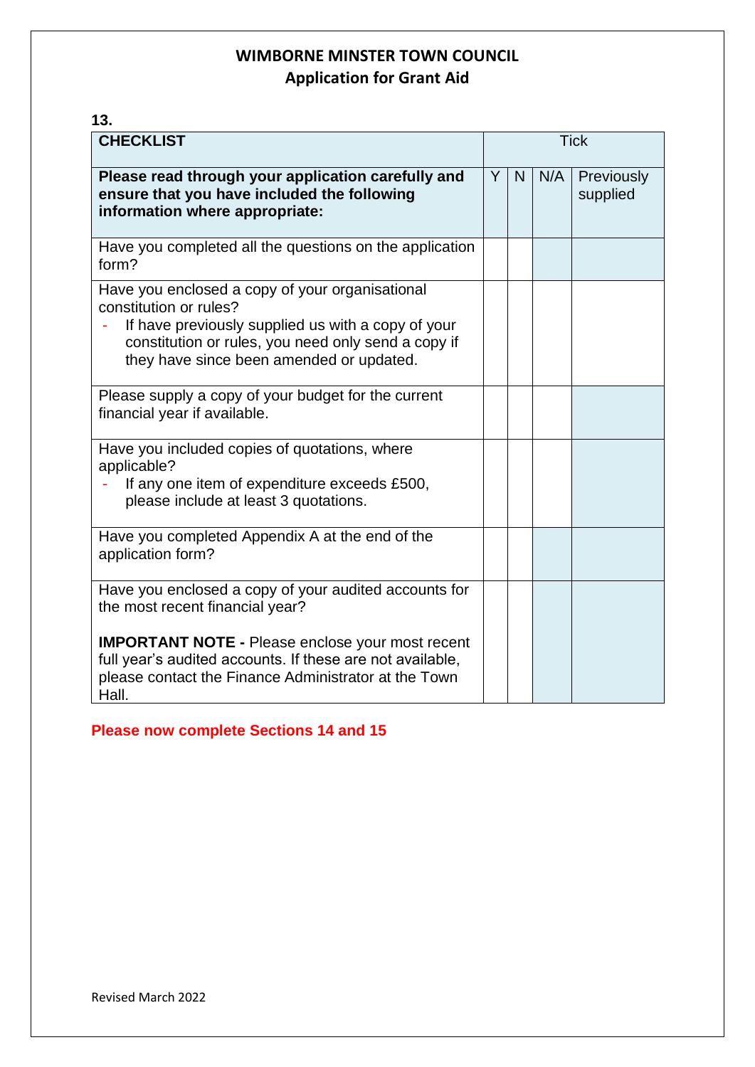**WIMBORNE MINSTER TOWN COUNCIL**
**Application for Grant Aid**

**13.**

| **CHECKLIST** | Tick | | | |
|---|---|---|---|---|
| **Please read through your application carefully and ensure that you have included the following information where appropriate:** | Y | N | N/A | Previously supplied |
| Have you completed all the questions on the application form? | | | | |
| Have you enclosed a copy of your organisational constitution or rules?<br>- If have previously supplied us with a copy of your constitution or rules, you need only send a copy if they have since been amended or updated. | | | | |
| Please supply a copy of your budget for the current financial year if available. | | | | |
| Have you included copies of quotations, where applicable?<br>- If any one item of expenditure exceeds £500, please include at least 3 quotations. | | | | |
| Have you completed Appendix A at the end of the application form? | | | | |
| Have you enclosed a copy of your audited accounts for the most recent financial year?<br><br>**IMPORTANT NOTE -** Please enclose your most recent full year's audited accounts. If these are not available, please contact the Finance Administrator at the Town Hall. | | | | |

**Please now complete Sections 14 and 15**

Revised March 2022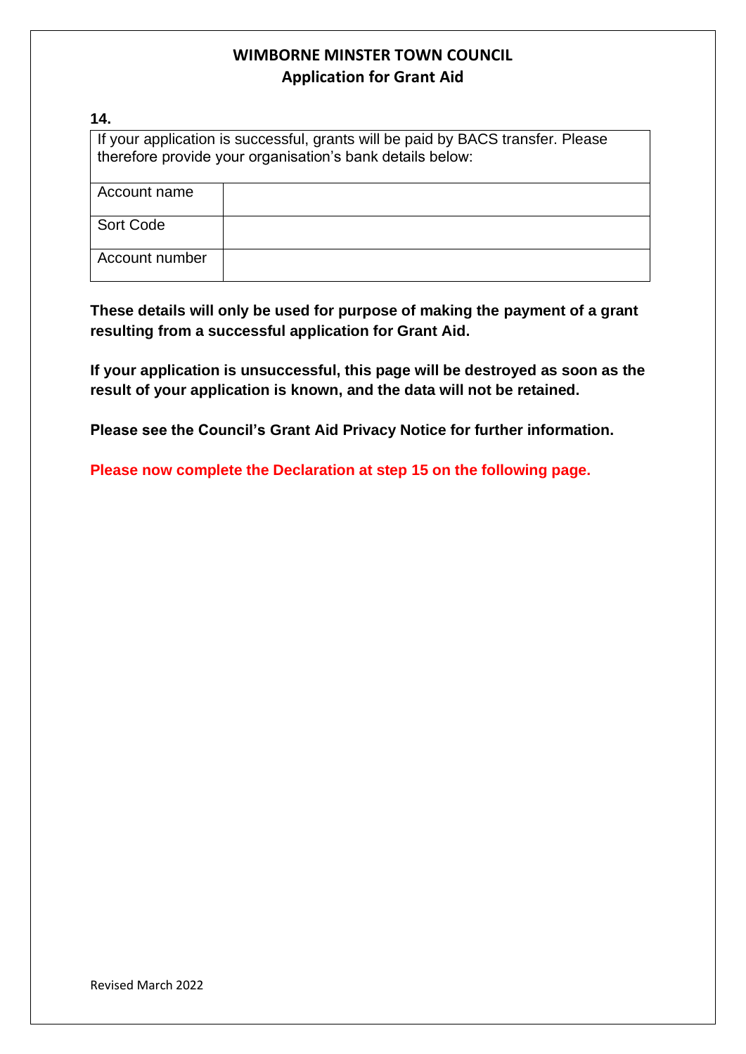# WIMBORNE MINSTER TOWN COUNCIL
## Application for Grant Aid

**14.**

| If your application is successful, grants will be paid by BACS transfer. Please therefore provide your organisation's bank details below: | |
|---|---|
| Account name | |
| Sort Code | |
| Account number | |

**These details will only be used for purpose of making the payment of a grant resulting from a successful application for Grant Aid.**

**If your application is unsuccessful, this page will be destroyed as soon as the result of your application is known, and the data will not be retained.**

**Please see the Council's Grant Aid Privacy Notice for further information.**

**Please now complete the Declaration at step 15 on the following page.**

Revised March 2022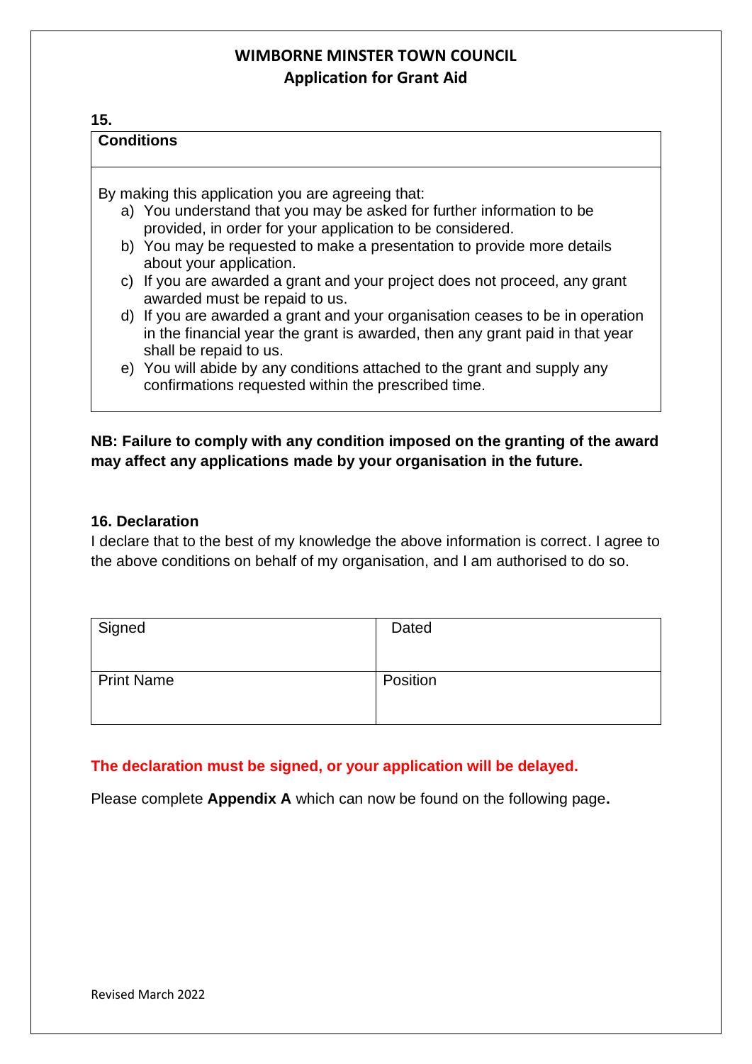# WIMBORNE MINSTER TOWN COUNCIL
## Application for Grant Aid

**15.**

| **Conditions** |
|---|
| By making this application you are agreeing that:<br>a) You understand that you may be asked for further information to be provided, in order for your application to be considered.<br>b) You may be requested to make a presentation to provide more details about your application.<br>c) If you are awarded a grant and your project does not proceed, any grant awarded must be repaid to us.<br>d) If you are awarded a grant and your organisation ceases to be in operation in the financial year the grant is awarded, then any grant paid in that year shall be repaid to us.<br>e) You will abide by any conditions attached to the grant and supply any confirmations requested within the prescribed time. |

**NB: Failure to comply with any condition imposed on the granting of the award may affect any applications made by your organisation in the future.**

### 16. Declaration

I declare that to the best of my knowledge the above information is correct. I agree to the above conditions on behalf of my organisation, and I am authorised to do so.

| Signed | Dated |
|---|---|
| Print Name | Position |

**The declaration must be signed, or your application will be delayed.**

Please complete **Appendix A** which can now be found on the following page**.**

Revised March 2022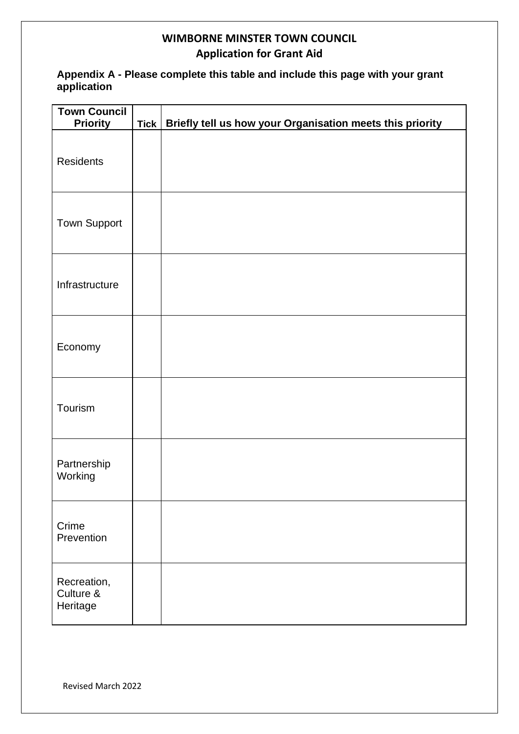# WIMBORNE MINSTER TOWN COUNCIL

## Application for Grant Aid

**Appendix A - Please complete this table and include this page with your grant application**

| Town Council Priority | Tick | Briefly tell us how your Organisation meets this priority |
|---|---|---|
| Residents | | |
| Town Support | | |
| Infrastructure | | |
| Economy | | |
| Tourism | | |
| Partnership Working | | |
| Crime Prevention | | |
| Recreation, Culture & Heritage | | |

Revised March 2022